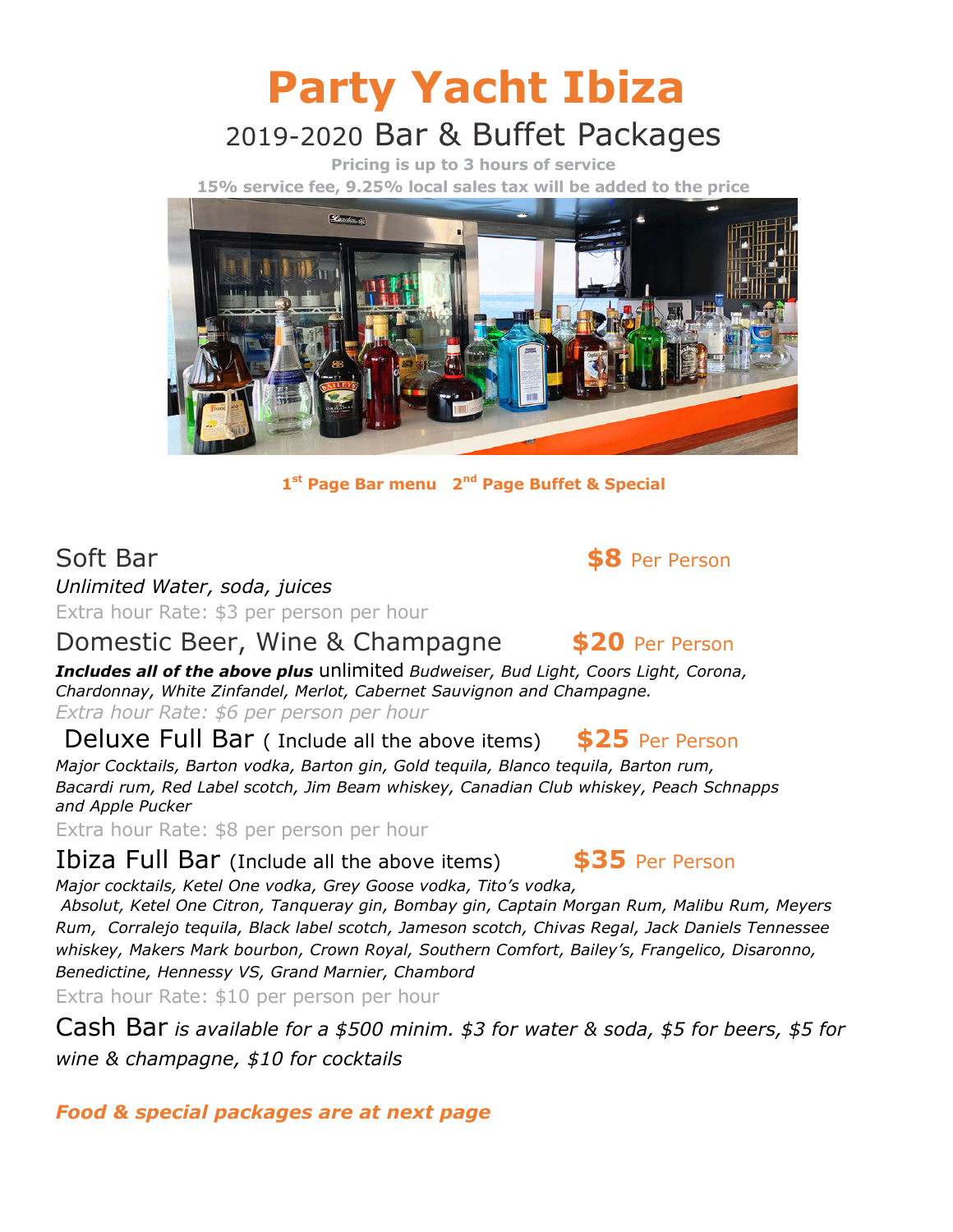# Party Yacht Ibiza

## 2019-2020 Bar & Buffet Packages

**Pricing is up to 3 hours of service**

**15% service fee, 9.25% local sales tax will be added to the price**

**1st Page Bar menu   2nd Page Buffet & Special**

### Soft Bar — **$8** Per Person

*Unlimited Water, soda, juices*

Extra hour Rate: $3 per person per hour

### Domestic Beer, Wine & Champagne — **$20** Per Person

***Includes all of the above plus*** unlimited *Budweiser, Bud Light, Coors Light, Corona, Chardonnay, White Zinfandel, Merlot, Cabernet Sauvignon and Champagne.*

*Extra hour Rate: $6 per person per hour*

### Deluxe Full Bar ( Include all the above items) — **$25** Per Person

*Major Cocktails, Barton vodka, Barton gin, Gold tequila, Blanco tequila, Barton rum, Bacardi rum, Red Label scotch, Jim Beam whiskey, Canadian Club whiskey, Peach Schnapps and Apple Pucker*

Extra hour Rate: $8 per person per hour

### Ibiza Full Bar (Include all the above items) — **$35** Per Person

*Major cocktails, Ketel One vodka, Grey Goose vodka, Tito's vodka, Absolut, Ketel One Citron, Tanqueray gin, Bombay gin, Captain Morgan Rum, Malibu Rum, Meyers Rum, Corralejo tequila, Black label scotch, Jameson scotch, Chivas Regal, Jack Daniels Tennessee whiskey, Makers Mark bourbon, Crown Royal, Southern Comfort, Bailey's, Frangelico, Disaronno, Benedictine, Hennessy VS, Grand Marnier, Chambord*

Extra hour Rate: $10 per person per hour

Cash Bar *is available for a $500 minim. $3 for water & soda, $5 for beers, $5 for wine & champagne, $10 for cocktails*

***Food & special packages are at next page***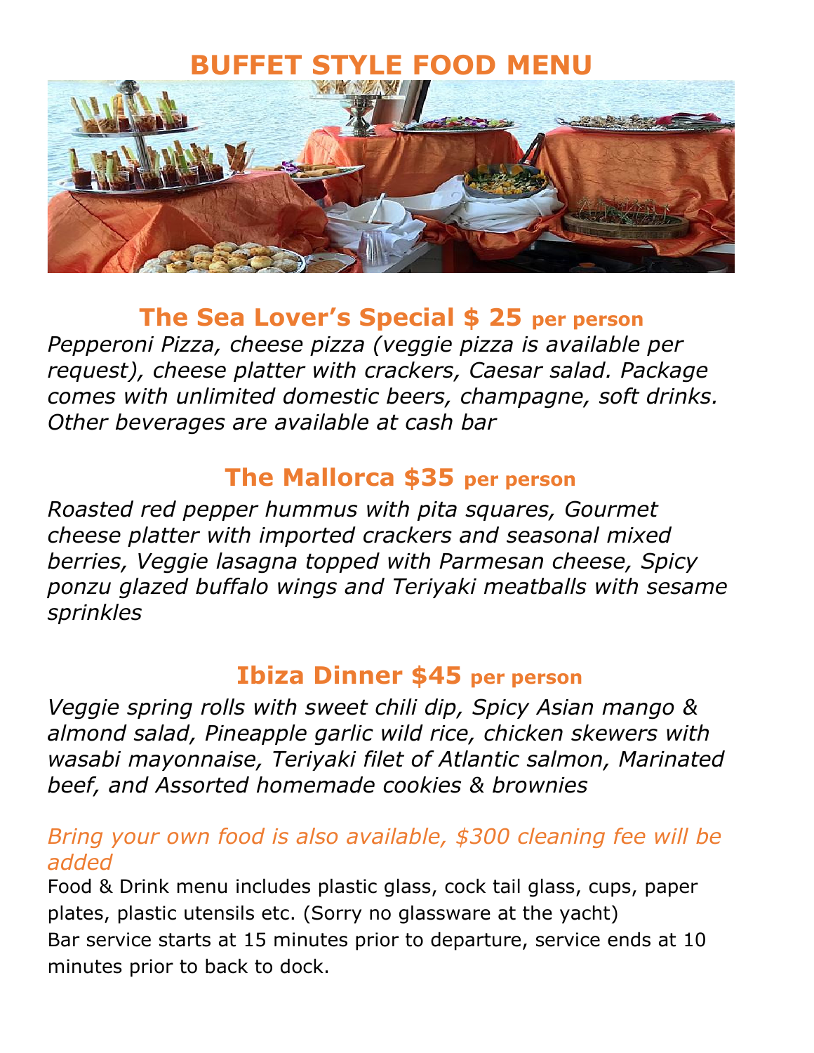# BUFFET STYLE FOOD MENU

## The Sea Lover's Special $ 25 per person

*Pepperoni Pizza, cheese pizza (veggie pizza is available per request), cheese platter with crackers, Caesar salad. Package comes with unlimited domestic beers, champagne, soft drinks. Other beverages are available at cash bar*

## The Mallorca $35 per person

*Roasted red pepper hummus with pita squares, Gourmet cheese platter with imported crackers and seasonal mixed berries, Veggie lasagna topped with Parmesan cheese, Spicy ponzu glazed buffalo wings and Teriyaki meatballs with sesame sprinkles*

## Ibiza Dinner $45 per person

*Veggie spring rolls with sweet chili dip, Spicy Asian mango & almond salad, Pineapple garlic wild rice, chicken skewers with wasabi mayonnaise, Teriyaki filet of Atlantic salmon, Marinated beef, and Assorted homemade cookies & brownies*

*Bring your own food is also available, $300 cleaning fee will be added*

Food & Drink menu includes plastic glass, cock tail glass, cups, paper plates, plastic utensils etc. (Sorry no glassware at the yacht)

Bar service starts at 15 minutes prior to departure, service ends at 10 minutes prior to back to dock.